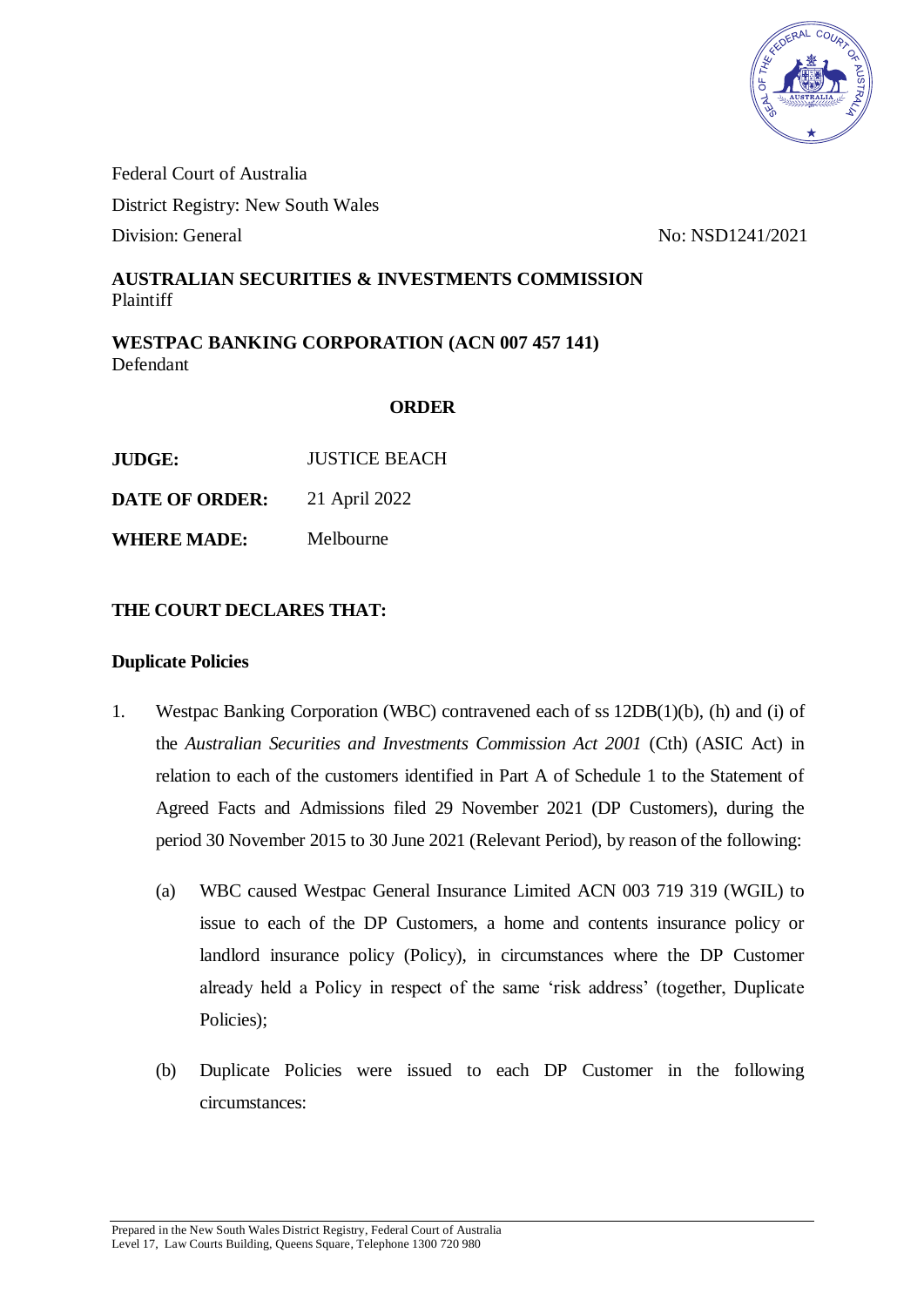Federal Court of Australia

District Registry: New South Wales

Division: General — No: NSD1241/2021

**AUSTRALIAN SECURITIES & INVESTMENTS COMMISSION**
Plaintiff

**WESTPAC BANKING CORPORATION (ACN 007 457 141)**
Defendant

**ORDER**

| | |
|---|---|
| **JUDGE:** | JUSTICE BEACH |
| **DATE OF ORDER:** | 21 April 2022 |
| **WHERE MADE:** | Melbourne |

**THE COURT DECLARES THAT:**

**Duplicate Policies**

1. Westpac Banking Corporation (WBC) contravened each of ss 12DB(1)(b), (h) and (i) of the *Australian Securities and Investments Commission Act 2001* (Cth) (ASIC Act) in relation to each of the customers identified in Part A of Schedule 1 to the Statement of Agreed Facts and Admissions filed 29 November 2021 (DP Customers), during the period 30 November 2015 to 30 June 2021 (Relevant Period), by reason of the following:

   (a) WBC caused Westpac General Insurance Limited ACN 003 719 319 (WGIL) to issue to each of the DP Customers, a home and contents insurance policy or landlord insurance policy (Policy), in circumstances where the DP Customer already held a Policy in respect of the same 'risk address' (together, Duplicate Policies);

   (b) Duplicate Policies were issued to each DP Customer in the following circumstances:

Prepared in the New South Wales District Registry, Federal Court of Australia
Level 17, Law Courts Building, Queens Square, Telephone 1300 720 980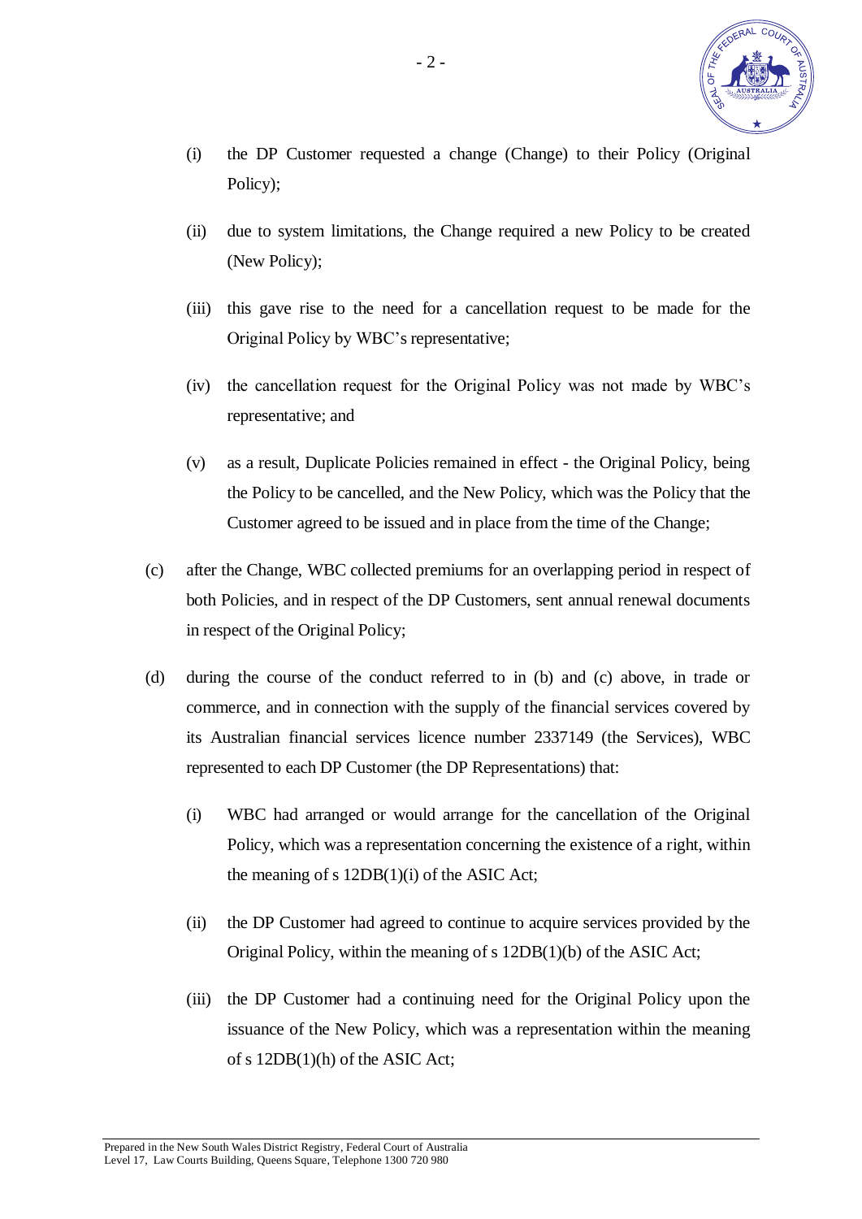(i) the DP Customer requested a change (Change) to their Policy (Original Policy);

(ii) due to system limitations, the Change required a new Policy to be created (New Policy);

(iii) this gave rise to the need for a cancellation request to be made for the Original Policy by WBC's representative;

(iv) the cancellation request for the Original Policy was not made by WBC's representative; and

(v) as a result, Duplicate Policies remained in effect - the Original Policy, being the Policy to be cancelled, and the New Policy, which was the Policy that the Customer agreed to be issued and in place from the time of the Change;

(c) after the Change, WBC collected premiums for an overlapping period in respect of both Policies, and in respect of the DP Customers, sent annual renewal documents in respect of the Original Policy;

(d) during the course of the conduct referred to in (b) and (c) above, in trade or commerce, and in connection with the supply of the financial services covered by its Australian financial services licence number 2337149 (the Services), WBC represented to each DP Customer (the DP Representations) that:

(i) WBC had arranged or would arrange for the cancellation of the Original Policy, which was a representation concerning the existence of a right, within the meaning of s 12DB(1)(i) of the ASIC Act;

(ii) the DP Customer had agreed to continue to acquire services provided by the Original Policy, within the meaning of s 12DB(1)(b) of the ASIC Act;

(iii) the DP Customer had a continuing need for the Original Policy upon the issuance of the New Policy, which was a representation within the meaning of s 12DB(1)(h) of the ASIC Act;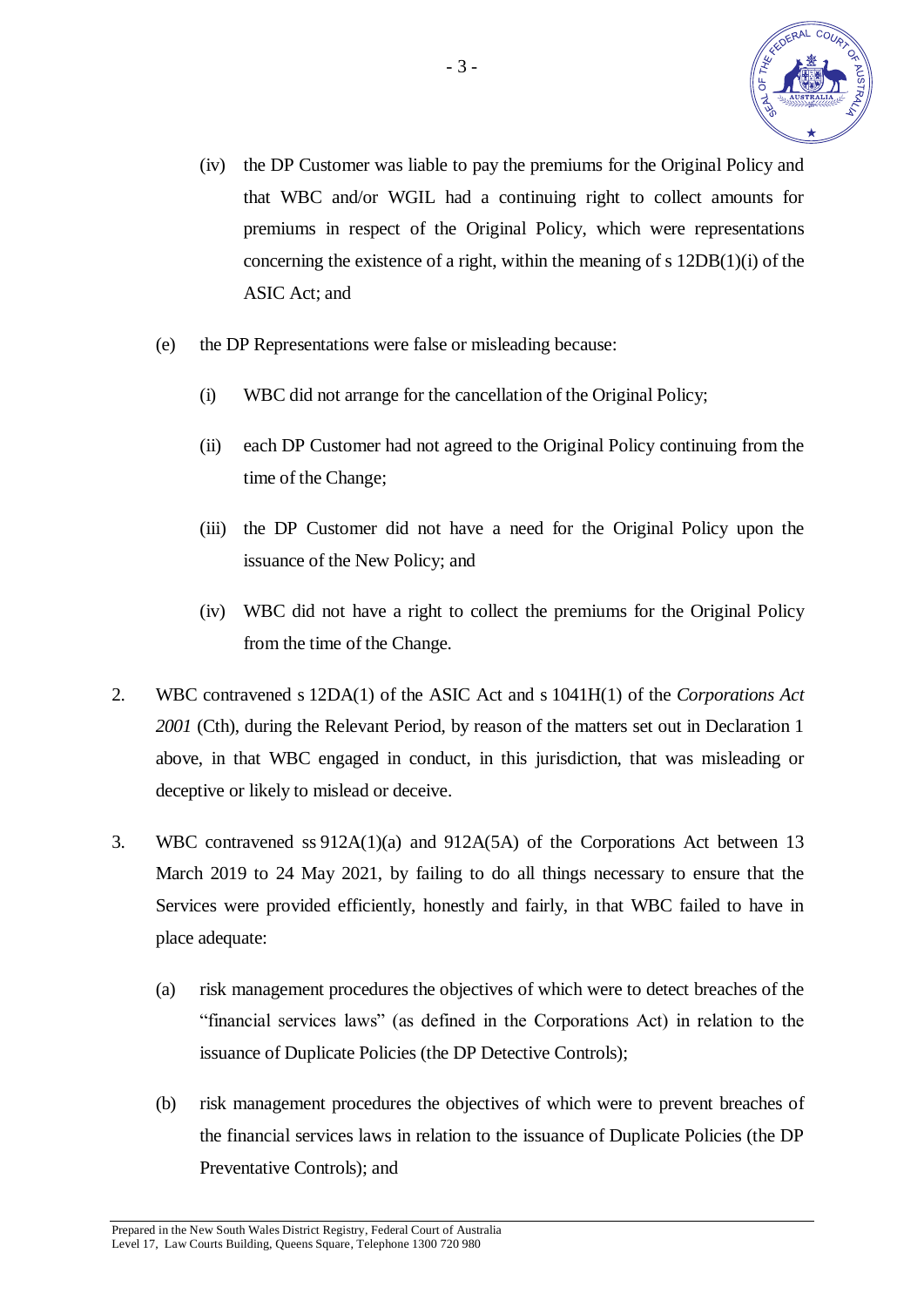(iv) the DP Customer was liable to pay the premiums for the Original Policy and that WBC and/or WGIL had a continuing right to collect amounts for premiums in respect of the Original Policy, which were representations concerning the existence of a right, within the meaning of s 12DB(1)(i) of the ASIC Act; and

(e) the DP Representations were false or misleading because:

(i) WBC did not arrange for the cancellation of the Original Policy;

(ii) each DP Customer had not agreed to the Original Policy continuing from the time of the Change;

(iii) the DP Customer did not have a need for the Original Policy upon the issuance of the New Policy; and

(iv) WBC did not have a right to collect the premiums for the Original Policy from the time of the Change.

2. WBC contravened s 12DA(1) of the ASIC Act and s 1041H(1) of the *Corporations Act 2001* (Cth), during the Relevant Period, by reason of the matters set out in Declaration 1 above, in that WBC engaged in conduct, in this jurisdiction, that was misleading or deceptive or likely to mislead or deceive.

3. WBC contravened ss 912A(1)(a) and 912A(5A) of the Corporations Act between 13 March 2019 to 24 May 2021, by failing to do all things necessary to ensure that the Services were provided efficiently, honestly and fairly, in that WBC failed to have in place adequate:

(a) risk management procedures the objectives of which were to detect breaches of the "financial services laws" (as defined in the Corporations Act) in relation to the issuance of Duplicate Policies (the DP Detective Controls);

(b) risk management procedures the objectives of which were to prevent breaches of the financial services laws in relation to the issuance of Duplicate Policies (the DP Preventative Controls); and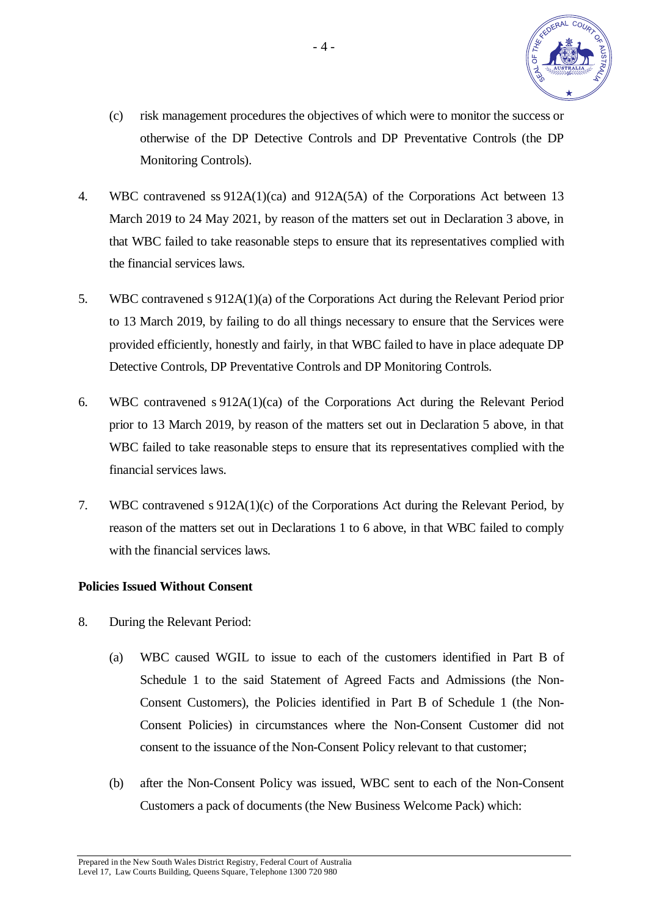(c) risk management procedures the objectives of which were to monitor the success or otherwise of the DP Detective Controls and DP Preventative Controls (the DP Monitoring Controls).

4. WBC contravened ss 912A(1)(ca) and 912A(5A) of the Corporations Act between 13 March 2019 to 24 May 2021, by reason of the matters set out in Declaration 3 above, in that WBC failed to take reasonable steps to ensure that its representatives complied with the financial services laws.

5. WBC contravened s 912A(1)(a) of the Corporations Act during the Relevant Period prior to 13 March 2019, by failing to do all things necessary to ensure that the Services were provided efficiently, honestly and fairly, in that WBC failed to have in place adequate DP Detective Controls, DP Preventative Controls and DP Monitoring Controls.

6. WBC contravened s 912A(1)(ca) of the Corporations Act during the Relevant Period prior to 13 March 2019, by reason of the matters set out in Declaration 5 above, in that WBC failed to take reasonable steps to ensure that its representatives complied with the financial services laws.

7. WBC contravened s 912A(1)(c) of the Corporations Act during the Relevant Period, by reason of the matters set out in Declarations 1 to 6 above, in that WBC failed to comply with the financial services laws.

**Policies Issued Without Consent**

8. During the Relevant Period:

   (a) WBC caused WGIL to issue to each of the customers identified in Part B of Schedule 1 to the said Statement of Agreed Facts and Admissions (the Non-Consent Customers), the Policies identified in Part B of Schedule 1 (the Non-Consent Policies) in circumstances where the Non-Consent Customer did not consent to the issuance of the Non-Consent Policy relevant to that customer;

   (b) after the Non-Consent Policy was issued, WBC sent to each of the Non-Consent Customers a pack of documents (the New Business Welcome Pack) which: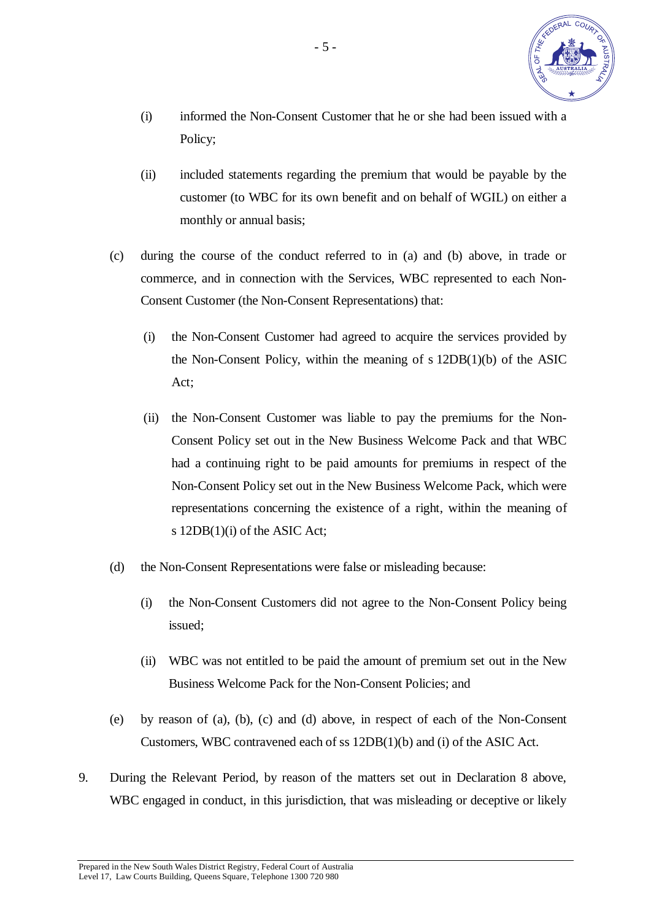(i) informed the Non-Consent Customer that he or she had been issued with a Policy;

(ii) included statements regarding the premium that would be payable by the customer (to WBC for its own benefit and on behalf of WGIL) on either a monthly or annual basis;

(c) during the course of the conduct referred to in (a) and (b) above, in trade or commerce, and in connection with the Services, WBC represented to each Non-Consent Customer (the Non-Consent Representations) that:

(i) the Non-Consent Customer had agreed to acquire the services provided by the Non-Consent Policy, within the meaning of s 12DB(1)(b) of the ASIC Act;

(ii) the Non-Consent Customer was liable to pay the premiums for the Non-Consent Policy set out in the New Business Welcome Pack and that WBC had a continuing right to be paid amounts for premiums in respect of the Non-Consent Policy set out in the New Business Welcome Pack, which were representations concerning the existence of a right, within the meaning of s 12DB(1)(i) of the ASIC Act;

(d) the Non-Consent Representations were false or misleading because:

(i) the Non-Consent Customers did not agree to the Non-Consent Policy being issued;

(ii) WBC was not entitled to be paid the amount of premium set out in the New Business Welcome Pack for the Non-Consent Policies; and

(e) by reason of (a), (b), (c) and (d) above, in respect of each of the Non-Consent Customers, WBC contravened each of ss 12DB(1)(b) and (i) of the ASIC Act.

9. During the Relevant Period, by reason of the matters set out in Declaration 8 above, WBC engaged in conduct, in this jurisdiction, that was misleading or deceptive or likely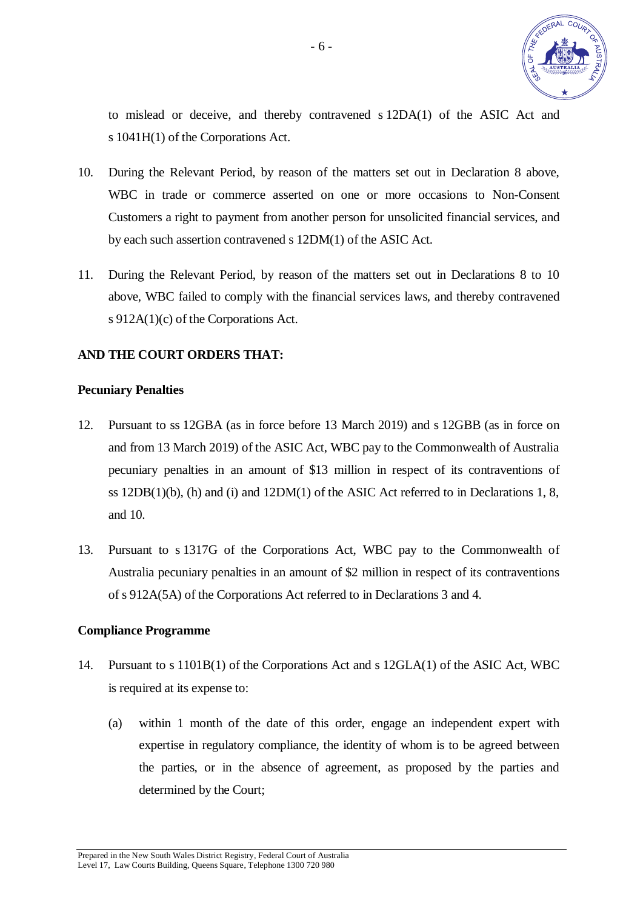to mislead or deceive, and thereby contravened s 12DA(1) of the ASIC Act and s 1041H(1) of the Corporations Act.

10. During the Relevant Period, by reason of the matters set out in Declaration 8 above, WBC in trade or commerce asserted on one or more occasions to Non-Consent Customers a right to payment from another person for unsolicited financial services, and by each such assertion contravened s 12DM(1) of the ASIC Act.

11. During the Relevant Period, by reason of the matters set out in Declarations 8 to 10 above, WBC failed to comply with the financial services laws, and thereby contravened s 912A(1)(c) of the Corporations Act.

**AND THE COURT ORDERS THAT:**

**Pecuniary Penalties**

12. Pursuant to ss 12GBA (as in force before 13 March 2019) and s 12GBB (as in force on and from 13 March 2019) of the ASIC Act, WBC pay to the Commonwealth of Australia pecuniary penalties in an amount of $13 million in respect of its contraventions of ss 12DB(1)(b), (h) and (i) and 12DM(1) of the ASIC Act referred to in Declarations 1, 8, and 10.

13. Pursuant to s 1317G of the Corporations Act, WBC pay to the Commonwealth of Australia pecuniary penalties in an amount of $2 million in respect of its contraventions of s 912A(5A) of the Corporations Act referred to in Declarations 3 and 4.

**Compliance Programme**

14. Pursuant to s 1101B(1) of the Corporations Act and s 12GLA(1) of the ASIC Act, WBC is required at its expense to:

    (a) within 1 month of the date of this order, engage an independent expert with expertise in regulatory compliance, the identity of whom is to be agreed between the parties, or in the absence of agreement, as proposed by the parties and determined by the Court;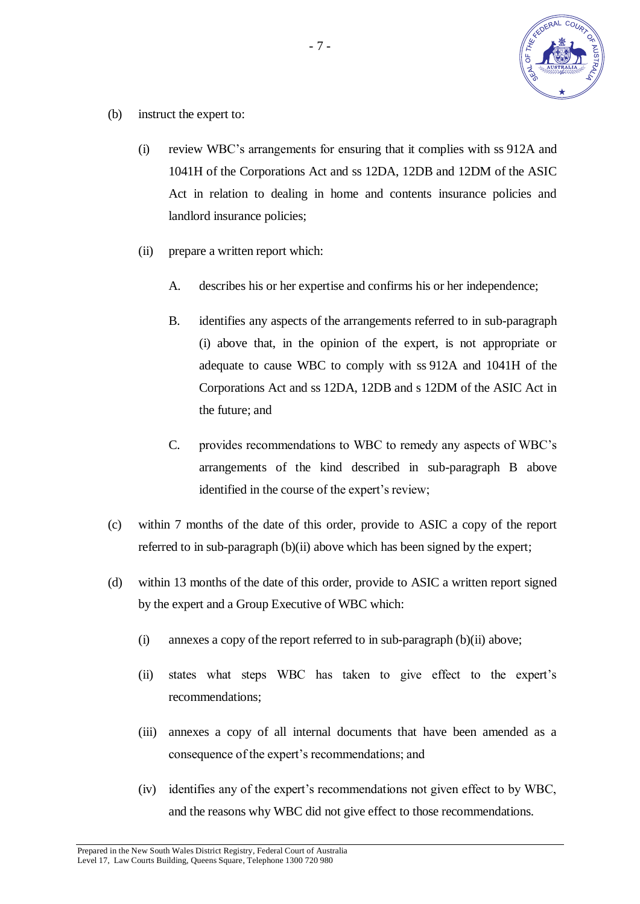(b) instruct the expert to:

  (i) review WBC's arrangements for ensuring that it complies with ss 912A and 1041H of the Corporations Act and ss 12DA, 12DB and 12DM of the ASIC Act in relation to dealing in home and contents insurance policies and landlord insurance policies;

  (ii) prepare a written report which:

    A. describes his or her expertise and confirms his or her independence;

    B. identifies any aspects of the arrangements referred to in sub-paragraph (i) above that, in the opinion of the expert, is not appropriate or adequate to cause WBC to comply with ss 912A and 1041H of the Corporations Act and ss 12DA, 12DB and s 12DM of the ASIC Act in the future; and

    C. provides recommendations to WBC to remedy any aspects of WBC's arrangements of the kind described in sub-paragraph B above identified in the course of the expert's review;

(c) within 7 months of the date of this order, provide to ASIC a copy of the report referred to in sub-paragraph (b)(ii) above which has been signed by the expert;

(d) within 13 months of the date of this order, provide to ASIC a written report signed by the expert and a Group Executive of WBC which:

  (i) annexes a copy of the report referred to in sub-paragraph (b)(ii) above;

  (ii) states what steps WBC has taken to give effect to the expert's recommendations;

  (iii) annexes a copy of all internal documents that have been amended as a consequence of the expert's recommendations; and

  (iv) identifies any of the expert's recommendations not given effect to by WBC, and the reasons why WBC did not give effect to those recommendations.

Prepared in the New South Wales District Registry, Federal Court of Australia
Level 17, Law Courts Building, Queens Square, Telephone 1300 720 980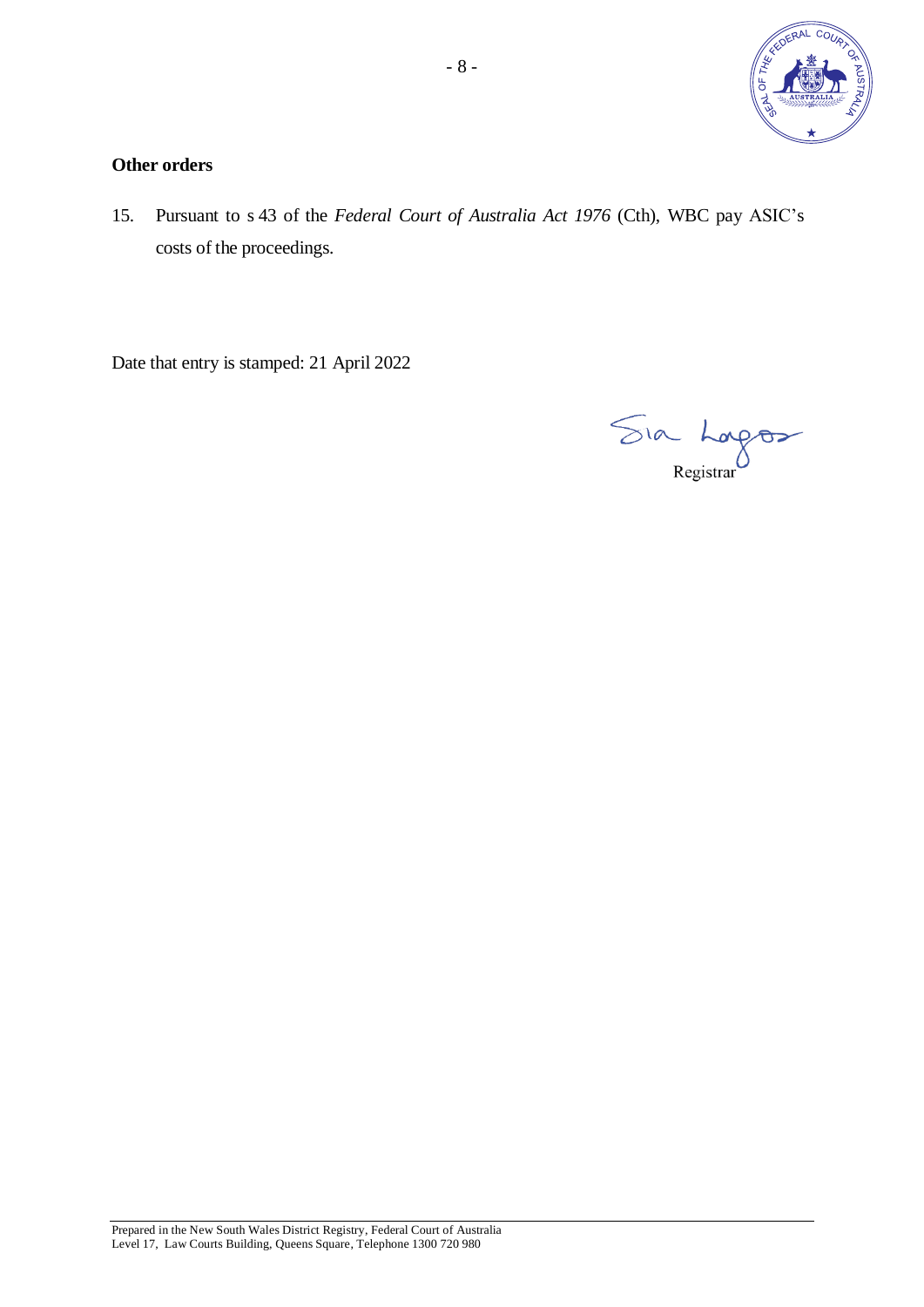**Other orders**

15. Pursuant to s 43 of the *Federal Court of Australia Act 1976* (Cth), WBC pay ASIC's costs of the proceedings.

Date that entry is stamped: 21 April 2022

Registrar

Prepared in the New South Wales District Registry, Federal Court of Australia
Level 17, Law Courts Building, Queens Square, Telephone 1300 720 980